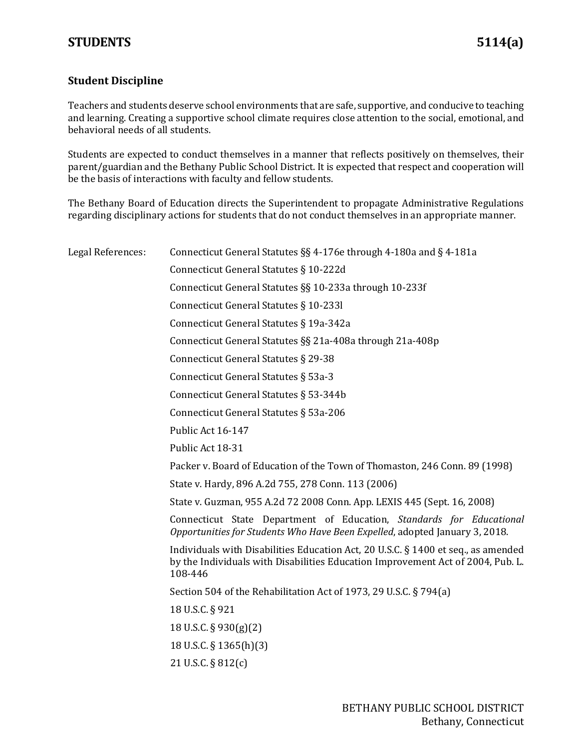# STUDENTS 5114(a)

## Student Discipline

Teachers and students deserve school environments that are safe, supportive, and conducive to teaching and learning. Creating a supportive school climate requires close attention to the social, emotional, and behavioral needs of all students.

Students are expected to conduct themselves in a manner that reflects positively on themselves, their parent/guardian and the Bethany Public School District. It is expected that respect and cooperation will be the basis of interactions with faculty and fellow students.

The Bethany Board of Education directs the Superintendent to propagate Administrative Regulations regarding disciplinary actions for students that do not conduct themselves in an appropriate manner.

Legal References:

Connecticut General Statutes §§ 4-176e through 4-180a and § 4-181a

Connecticut General Statutes § 10-222d

Connecticut General Statutes §§ 10-233a through 10-233f

Connecticut General Statutes § 10-233l

Connecticut General Statutes § 19a-342a

Connecticut General Statutes §§ 21a-408a through 21a-408p

Connecticut General Statutes § 29-38

Connecticut General Statutes § 53a-3

Connecticut General Statutes § 53-344b

Connecticut General Statutes § 53a-206

Public Act 16-147

Public Act 18-31

Packer v. Board of Education of the Town of Thomaston, 246 Conn. 89 (1998)

State v. Hardy, 896 A.2d 755, 278 Conn. 113 (2006)

State v. Guzman, 955 A.2d 72 2008 Conn. App. LEXIS 445 (Sept. 16, 2008)

Connecticut State Department of Education, *Standards for Educational Opportunities for Students Who Have Been Expelled*, adopted January 3, 2018.

Individuals with Disabilities Education Act, 20 U.S.C. § 1400 et seq., as amended by the Individuals with Disabilities Education Improvement Act of 2004, Pub. L. 108-446

Section 504 of the Rehabilitation Act of 1973, 29 U.S.C. § 794(a)

18 U.S.C. § 921

18 U.S.C. § 930(g)(2)

18 U.S.C. § 1365(h)(3)

21 U.S.C. § 812(c)

BETHANY PUBLIC SCHOOL DISTRICT
Bethany, Connecticut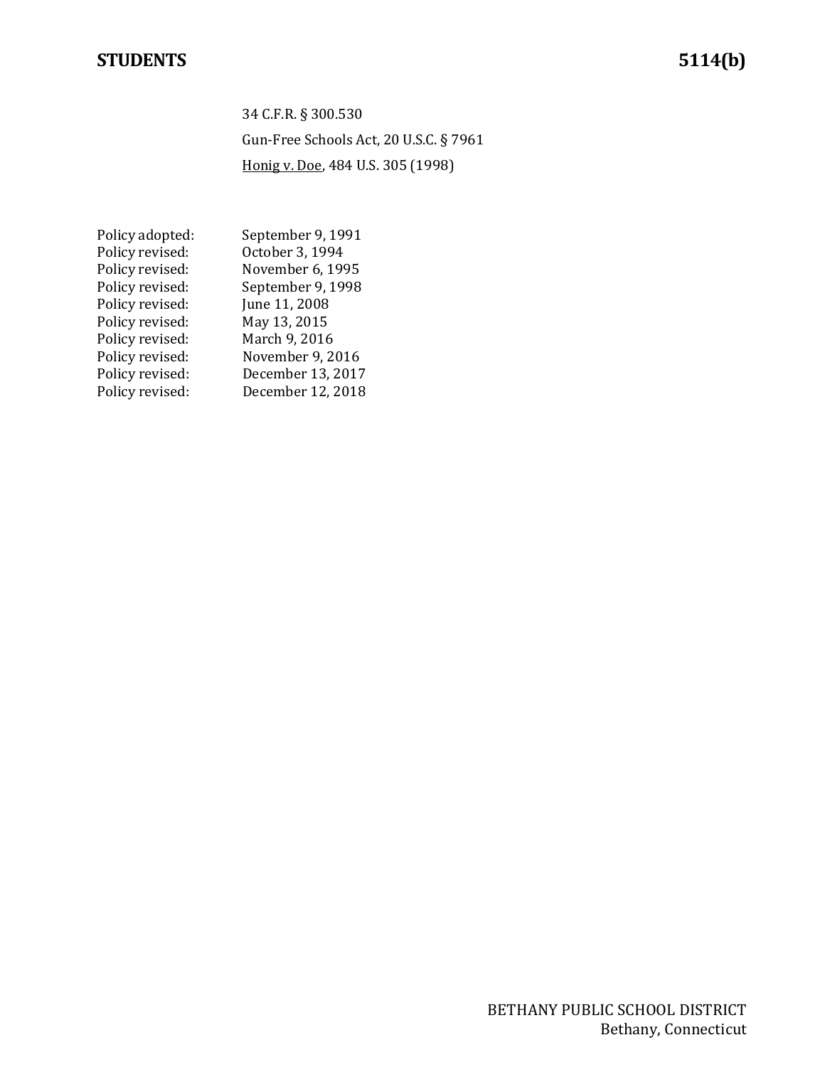34 C.F.R. § 300.530

Gun-Free Schools Act, 20 U.S.C. § 7961

<u>Honig v. Doe</u>, 484 U.S. 305 (1998)

| | |
|---|---|
| Policy adopted: | September 9, 1991 |
| Policy revised: | October 3, 1994 |
| Policy revised: | November 6, 1995 |
| Policy revised: | September 9, 1998 |
| Policy revised: | June 11, 2008 |
| Policy revised: | May 13, 2015 |
| Policy revised: | March 9, 2016 |
| Policy revised: | November 9, 2016 |
| Policy revised: | December 13, 2017 |
| Policy revised: | December 12, 2018 |